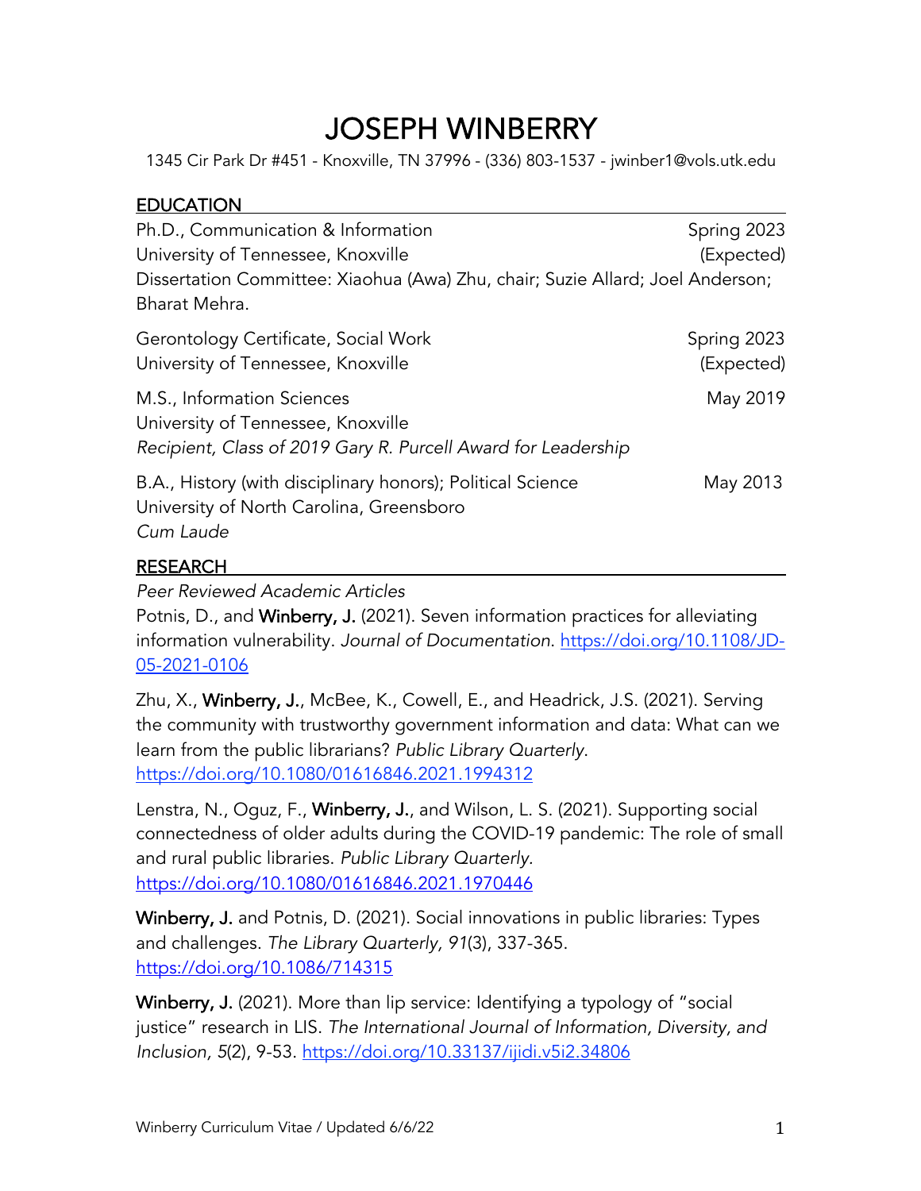# JOSEPH WINBERRY

1345 Cir Park Dr #451 - Knoxville, TN 37996 - (336) 803-1537 - jwinber1@vols.utk.edu

## EDUCATION

Ph.D., Communication & Information — Spring 2023 (Expected)
University of Tennessee, Knoxville
Dissertation Committee: Xiaohua (Awa) Zhu, chair; Suzie Allard; Joel Anderson; Bharat Mehra.

Gerontology Certificate, Social Work — Spring 2023 (Expected)
University of Tennessee, Knoxville

M.S., Information Sciences — May 2019
University of Tennessee, Knoxville
*Recipient, Class of 2019 Gary R. Purcell Award for Leadership*

B.A., History (with disciplinary honors); Political Science — May 2013
University of North Carolina, Greensboro
*Cum Laude*

## RESEARCH

*Peer Reviewed Academic Articles*

Potnis, D., and **Winberry, J.** (2021). Seven information practices for alleviating information vulnerability. *Journal of Documentation*. https://doi.org/10.1108/JD-05-2021-0106

Zhu, X., **Winberry, J.**, McBee, K., Cowell, E., and Headrick, J.S. (2021). Serving the community with trustworthy government information and data: What can we learn from the public librarians? *Public Library Quarterly*. https://doi.org/10.1080/01616846.2021.1994312

Lenstra, N., Oguz, F., **Winberry, J.**, and Wilson, L. S. (2021). Supporting social connectedness of older adults during the COVID-19 pandemic: The role of small and rural public libraries. *Public Library Quarterly*. https://doi.org/10.1080/01616846.2021.1970446

**Winberry, J.** and Potnis, D. (2021). Social innovations in public libraries: Types and challenges. *The Library Quarterly, 91*(3), 337-365. https://doi.org/10.1086/714315

**Winberry, J.** (2021). More than lip service: Identifying a typology of "social justice" research in LIS. *The International Journal of Information, Diversity, and Inclusion, 5*(2), 9-53. https://doi.org/10.33137/ijidi.v5i2.34806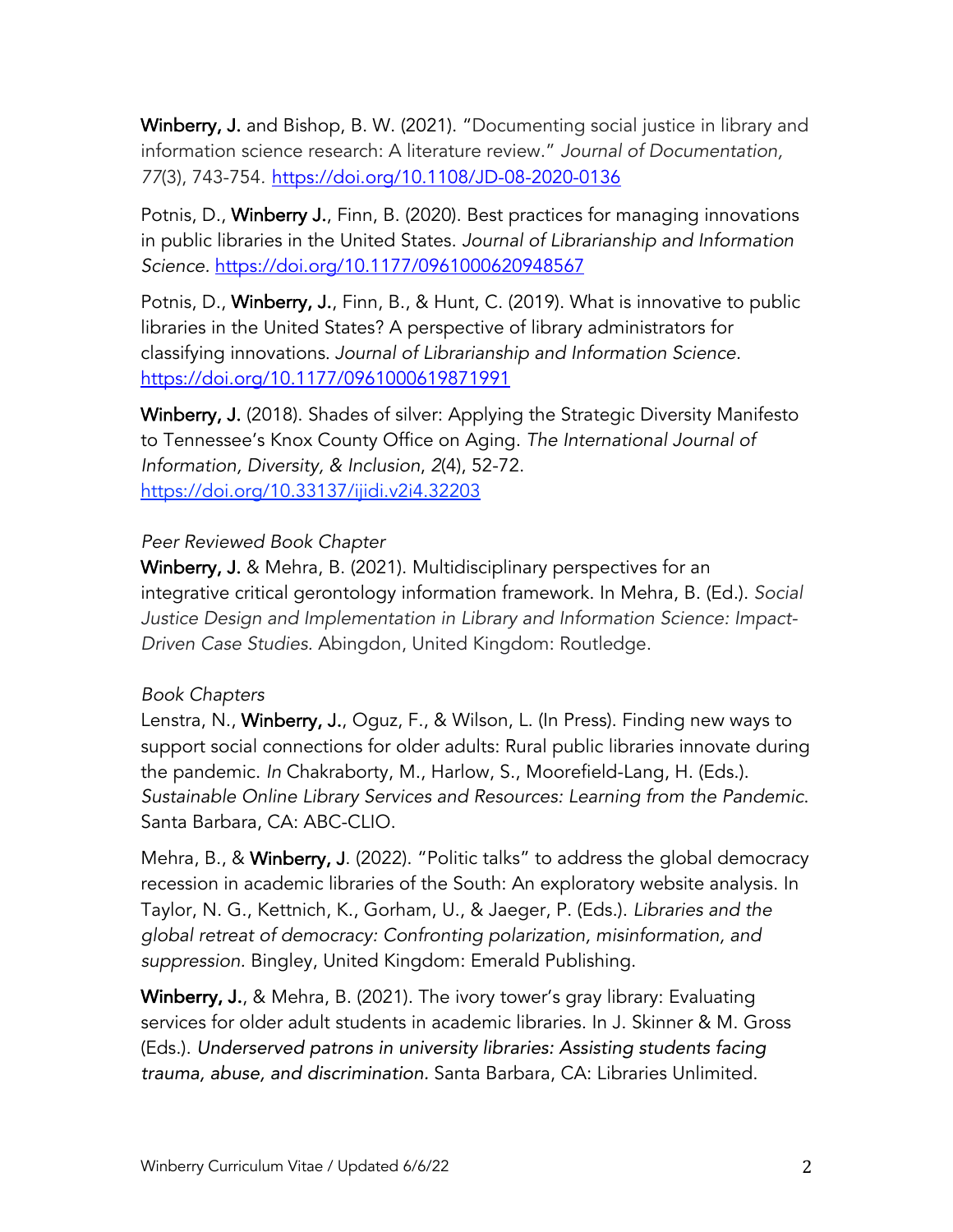**Winberry, J.** and Bishop, B. W. (2021). "Documenting social justice in library and information science research: A literature review." *Journal of Documentation*, *77*(3), 743-754. https://doi.org/10.1108/JD-08-2020-0136

Potnis, D., **Winberry J.**, Finn, B. (2020). Best practices for managing innovations in public libraries in the United States. *Journal of Librarianship and Information Science.* https://doi.org/10.1177/0961000620948567

Potnis, D., **Winberry, J.**, Finn, B., & Hunt, C. (2019). What is innovative to public libraries in the United States? A perspective of library administrators for classifying innovations. *Journal of Librarianship and Information Science.* https://doi.org/10.1177/0961000619871991

**Winberry, J.** (2018). Shades of silver: Applying the Strategic Diversity Manifesto to Tennessee's Knox County Office on Aging. *The International Journal of Information, Diversity, & Inclusion*, *2*(4), 52-72. https://doi.org/10.33137/ijidi.v2i4.32203

*Peer Reviewed Book Chapter*

**Winberry, J.** & Mehra, B. (2021). Multidisciplinary perspectives for an integrative critical gerontology information framework. In Mehra, B. (Ed.). *Social Justice Design and Implementation in Library and Information Science: Impact-Driven Case Studies.* Abingdon, United Kingdom: Routledge.

*Book Chapters*

Lenstra, N., **Winberry, J.**, Oguz, F., & Wilson, L. (In Press). Finding new ways to support social connections for older adults: Rural public libraries innovate during the pandemic. *In* Chakraborty, M., Harlow, S., Moorefield-Lang, H. (Eds.). *Sustainable Online Library Services and Resources: Learning from the Pandemic*. Santa Barbara, CA: ABC-CLIO.

Mehra, B., & **Winberry, J**. (2022). "Politic talks" to address the global democracy recession in academic libraries of the South: An exploratory website analysis. In Taylor, N. G., Kettnich, K., Gorham, U., & Jaeger, P. (Eds.). *Libraries and the global retreat of democracy: Confronting polarization, misinformation, and suppression.* Bingley, United Kingdom: Emerald Publishing.

**Winberry, J.**, & Mehra, B. (2021). The ivory tower's gray library: Evaluating services for older adult students in academic libraries. In J. Skinner & M. Gross (Eds.). *Underserved patrons in university libraries: Assisting students facing trauma, abuse, and discrimination.* Santa Barbara, CA: Libraries Unlimited.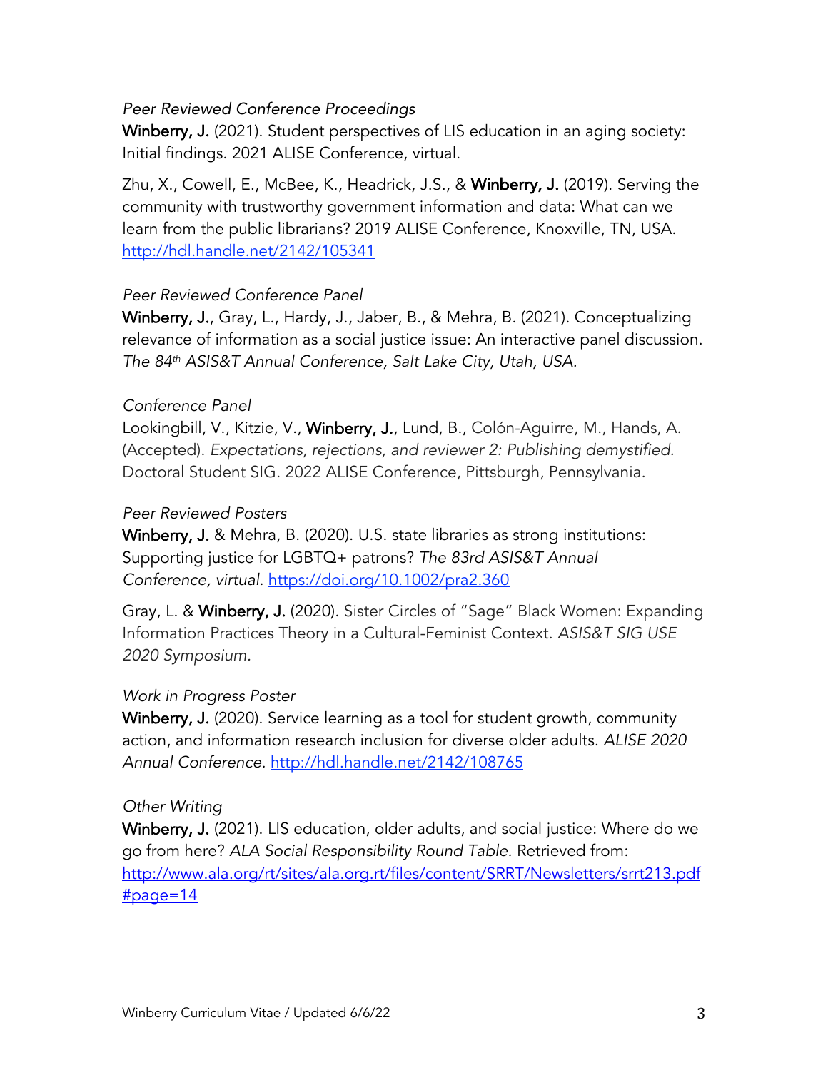*Peer Reviewed Conference Proceedings*

**Winberry, J.** (2021). Student perspectives of LIS education in an aging society: Initial findings. 2021 ALISE Conference, virtual.

Zhu, X., Cowell, E., McBee, K., Headrick, J.S., & **Winberry, J.** (2019). Serving the community with trustworthy government information and data: What can we learn from the public librarians? 2019 ALISE Conference, Knoxville, TN, USA. http://hdl.handle.net/2142/105341

*Peer Reviewed Conference Panel*

**Winberry, J.**, Gray, L., Hardy, J., Jaber, B., & Mehra, B. (2021). Conceptualizing relevance of information as a social justice issue: An interactive panel discussion. *The 84th ASIS&T Annual Conference, Salt Lake City, Utah, USA.*

*Conference Panel*

Lookingbill, V., Kitzie, V., **Winberry, J.**, Lund, B., Colón-Aguirre, M., Hands, A. (Accepted). *Expectations, rejections, and reviewer 2: Publishing demystified.* Doctoral Student SIG. 2022 ALISE Conference, Pittsburgh, Pennsylvania.

*Peer Reviewed Posters*

**Winberry, J.** & Mehra, B. (2020). U.S. state libraries as strong institutions: Supporting justice for LGBTQ+ patrons? *The 83rd ASIS&T Annual Conference, virtual.* https://doi.org/10.1002/pra2.360

Gray, L. & **Winberry, J.** (2020). Sister Circles of "Sage" Black Women: Expanding Information Practices Theory in a Cultural-Feminist Context. *ASIS&T SIG USE 2020 Symposium.*

*Work in Progress Poster*

**Winberry, J.** (2020). Service learning as a tool for student growth, community action, and information research inclusion for diverse older adults. *ALISE 2020 Annual Conference.* http://hdl.handle.net/2142/108765

*Other Writing*

**Winberry, J.** (2021). LIS education, older adults, and social justice: Where do we go from here? *ALA Social Responsibility Round Table.* Retrieved from: http://www.ala.org/rt/sites/ala.org.rt/files/content/SRRT/Newsletters/srrt213.pdf#page=14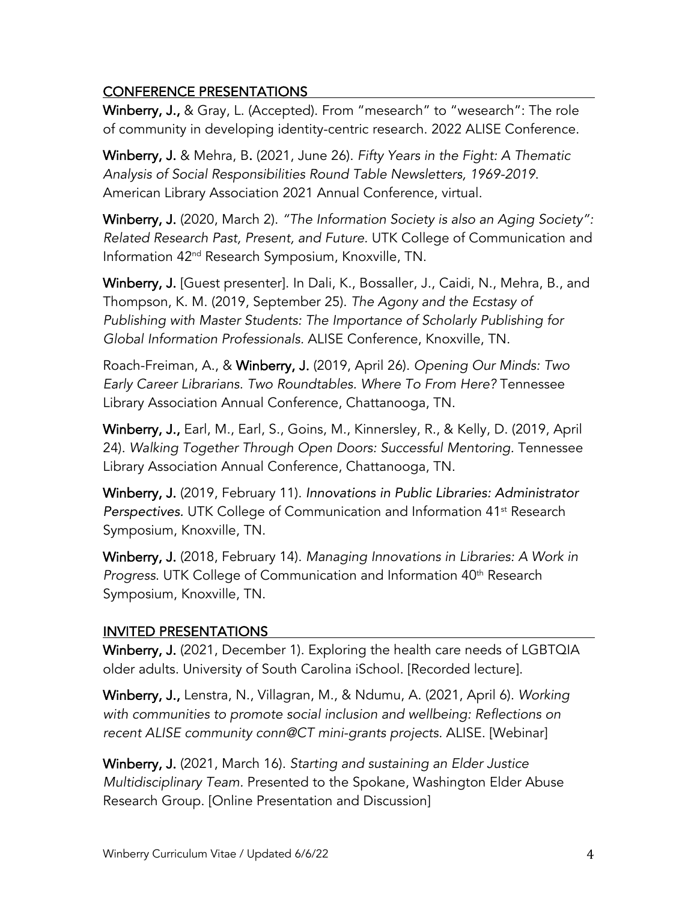## CONFERENCE PRESENTATIONS

**Winberry, J.,** & Gray, L. (Accepted). From "mesearch" to "wesearch": The role of community in developing identity-centric research. 2022 ALISE Conference.

**Winberry, J.** & Mehra, B. (2021, June 26). *Fifty Years in the Fight: A Thematic Analysis of Social Responsibilities Round Table Newsletters, 1969-2019.* American Library Association 2021 Annual Conference, virtual.

**Winberry, J.** (2020, March 2). *"The Information Society is also an Aging Society": Related Research Past, Present, and Future.* UTK College of Communication and Information 42nd Research Symposium, Knoxville, TN.

**Winberry, J.** [Guest presenter]. In Dali, K., Bossaller, J., Caidi, N., Mehra, B., and Thompson, K. M. (2019, September 25). *The Agony and the Ecstasy of Publishing with Master Students: The Importance of Scholarly Publishing for Global Information Professionals.* ALISE Conference, Knoxville, TN.

Roach-Freiman, A., & **Winberry, J.** (2019, April 26). *Opening Our Minds: Two Early Career Librarians. Two Roundtables. Where To From Here?* Tennessee Library Association Annual Conference, Chattanooga, TN.

**Winberry, J.,** Earl, M., Earl, S., Goins, M., Kinnersley, R., & Kelly, D. (2019, April 24). *Walking Together Through Open Doors: Successful Mentoring.* Tennessee Library Association Annual Conference, Chattanooga, TN.

**Winberry, J.** (2019, February 11). *Innovations in Public Libraries: Administrator Perspectives.* UTK College of Communication and Information 41st Research Symposium, Knoxville, TN.

**Winberry, J.** (2018, February 14). *Managing Innovations in Libraries: A Work in Progress.* UTK College of Communication and Information 40th Research Symposium, Knoxville, TN.

## INVITED PRESENTATIONS

**Winberry, J.** (2021, December 1). Exploring the health care needs of LGBTQIA older adults. University of South Carolina iSchool. [Recorded lecture].

**Winberry, J.,** Lenstra, N., Villagran, M., & Ndumu, A. (2021, April 6). *Working with communities to promote social inclusion and wellbeing: Reflections on recent ALISE community conn@CT mini-grants projects.* ALISE. [Webinar]

**Winberry, J.** (2021, March 16). *Starting and sustaining an Elder Justice Multidisciplinary Team.* Presented to the Spokane, Washington Elder Abuse Research Group. [Online Presentation and Discussion]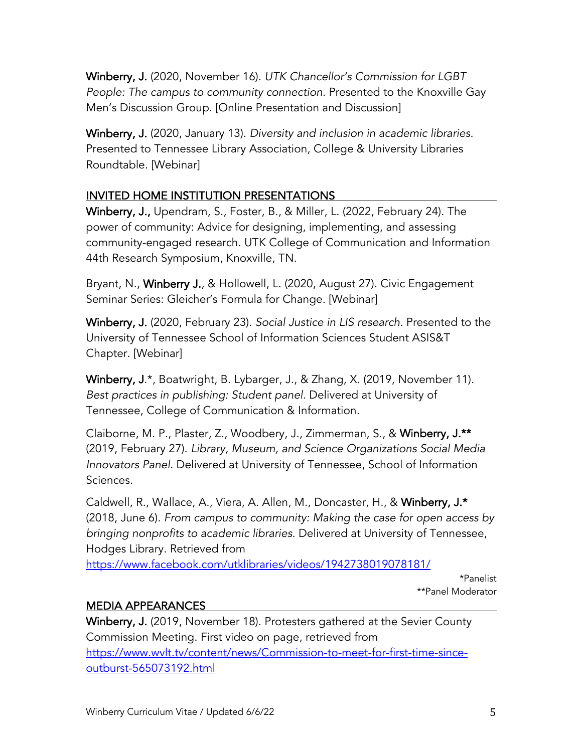**Winberry, J.** (2020, November 16). *UTK Chancellor's Commission for LGBT People: The campus to community connection.* Presented to the Knoxville Gay Men's Discussion Group. [Online Presentation and Discussion]

**Winberry, J.** (2020, January 13). *Diversity and inclusion in academic libraries.* Presented to Tennessee Library Association, College & University Libraries Roundtable. [Webinar]

## INVITED HOME INSTITUTION PRESENTATIONS

**Winberry, J.,** Upendram, S., Foster, B., & Miller, L. (2022, February 24). The power of community: Advice for designing, implementing, and assessing community-engaged research. UTK College of Communication and Information 44th Research Symposium, Knoxville, TN.

Bryant, N., **Winberry J.**, & Hollowell, L. (2020, August 27). Civic Engagement Seminar Series: Gleicher's Formula for Change. [Webinar]

**Winberry, J.** (2020, February 23). *Social Justice in LIS research.* Presented to the University of Tennessee School of Information Sciences Student ASIS&T Chapter. [Webinar]

**Winberry, J**.*, Boatwright, B. Lybarger, J., & Zhang, X. (2019, November 11). *Best practices in publishing: Student panel.* Delivered at University of Tennessee, College of Communication & Information.

Claiborne, M. P., Plaster, Z., Woodbery, J., Zimmerman, S., & **Winberry, J.**** (2019, February 27). *Library, Museum, and Science Organizations Social Media Innovators Panel.* Delivered at University of Tennessee, School of Information Sciences.

Caldwell, R., Wallace, A., Viera, A. Allen, M., Doncaster, H., & **Winberry, J.*** (2018, June 6). *From campus to community: Making the case for open access by bringing nonprofits to academic libraries.* Delivered at University of Tennessee, Hodges Library. Retrieved from https://www.facebook.com/utklibraries/videos/1942738019078181/

*Panelist
**Panel Moderator

## MEDIA APPEARANCES

**Winberry, J.** (2019, November 18). Protesters gathered at the Sevier County Commission Meeting. First video on page, retrieved from https://www.wvlt.tv/content/news/Commission-to-meet-for-first-time-since-outburst-565073192.html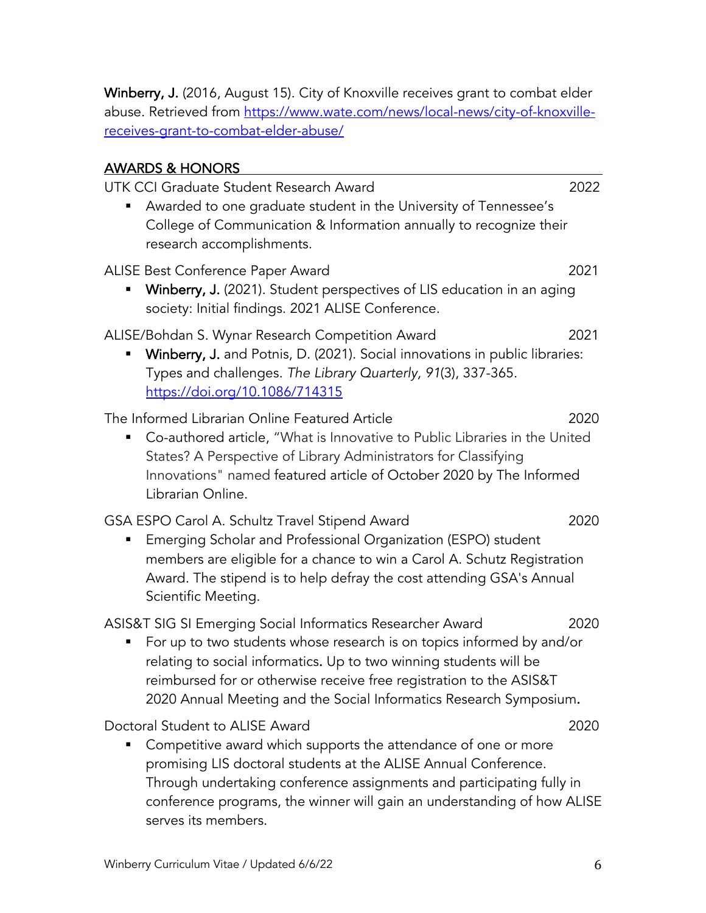**Winberry, J.** (2016, August 15). City of Knoxville receives grant to combat elder abuse. Retrieved from [https://www.wate.com/news/local-news/city-of-knoxville-receives-grant-to-combat-elder-abuse/](https://www.wate.com/news/local-news/city-of-knoxville-receives-grant-to-combat-elder-abuse/)

## AWARDS & HONORS

UTK CCI Graduate Student Research Award — 2022

- Awarded to one graduate student in the University of Tennessee's College of Communication & Information annually to recognize their research accomplishments.

ALISE Best Conference Paper Award — 2021

- **Winberry, J.** (2021). Student perspectives of LIS education in an aging society: Initial findings. 2021 ALISE Conference.

ALISE/Bohdan S. Wynar Research Competition Award — 2021

- **Winberry, J.** and Potnis, D. (2021). Social innovations in public libraries: Types and challenges. *The Library Quarterly, 91*(3), 337-365. [https://doi.org/10.1086/714315](https://doi.org/10.1086/714315)

The Informed Librarian Online Featured Article — 2020

- Co-authored article, "What is Innovative to Public Libraries in the United States? A Perspective of Library Administrators for Classifying Innovations" named featured article of October 2020 by The Informed Librarian Online.

GSA ESPO Carol A. Schultz Travel Stipend Award — 2020

- Emerging Scholar and Professional Organization (ESPO) student members are eligible for a chance to win a Carol A. Schutz Registration Award. The stipend is to help defray the cost attending GSA's Annual Scientific Meeting.

ASIS&T SIG SI Emerging Social Informatics Researcher Award — 2020

- For up to two students whose research is on topics informed by and/or relating to social informatics. Up to two winning students will be reimbursed for or otherwise receive free registration to the ASIS&T 2020 Annual Meeting and the Social Informatics Research Symposium.

Doctoral Student to ALISE Award — 2020

- Competitive award which supports the attendance of one or more promising LIS doctoral students at the ALISE Annual Conference. Through undertaking conference assignments and participating fully in conference programs, the winner will gain an understanding of how ALISE serves its members.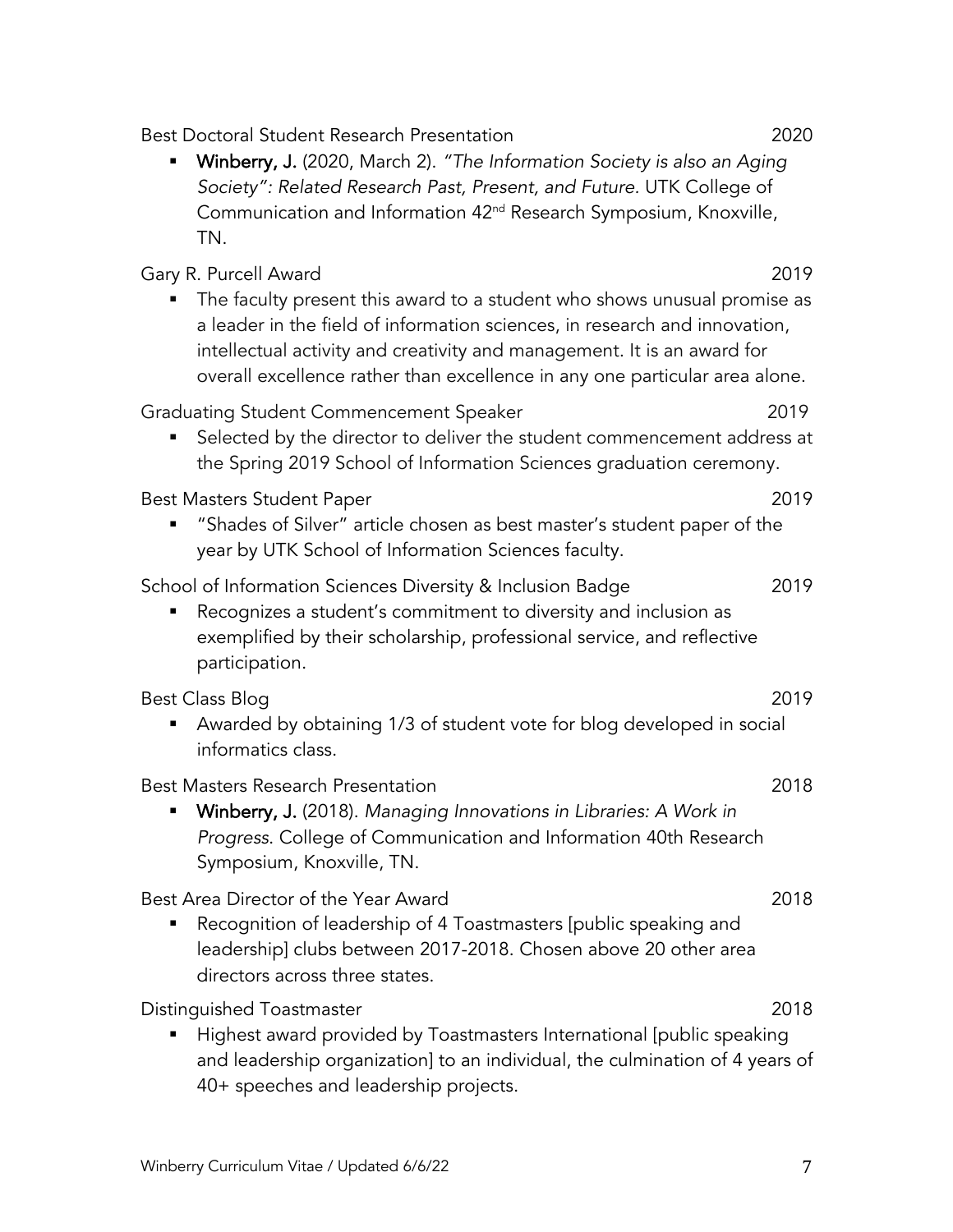Best Doctoral Student Research Presentation 2020

- **Winberry, J.** (2020, March 2). *"The Information Society is also an Aging Society": Related Research Past, Present, and Future*. UTK College of Communication and Information 42nd Research Symposium, Knoxville, TN.

Gary R. Purcell Award 2019

- The faculty present this award to a student who shows unusual promise as a leader in the field of information sciences, in research and innovation, intellectual activity and creativity and management. It is an award for overall excellence rather than excellence in any one particular area alone.

Graduating Student Commencement Speaker 2019

- Selected by the director to deliver the student commencement address at the Spring 2019 School of Information Sciences graduation ceremony.

Best Masters Student Paper 2019

- "Shades of Silver" article chosen as best master's student paper of the year by UTK School of Information Sciences faculty.

School of Information Sciences Diversity & Inclusion Badge 2019

- Recognizes a student's commitment to diversity and inclusion as exemplified by their scholarship, professional service, and reflective participation.

Best Class Blog 2019

- Awarded by obtaining 1/3 of student vote for blog developed in social informatics class.

Best Masters Research Presentation 2018

- **Winberry, J.** (2018). *Managing Innovations in Libraries: A Work in Progress*. College of Communication and Information 40th Research Symposium, Knoxville, TN.

Best Area Director of the Year Award 2018

- Recognition of leadership of 4 Toastmasters [public speaking and leadership] clubs between 2017-2018. Chosen above 20 other area directors across three states.

Distinguished Toastmaster 2018

- Highest award provided by Toastmasters International [public speaking and leadership organization] to an individual, the culmination of 4 years of 40+ speeches and leadership projects.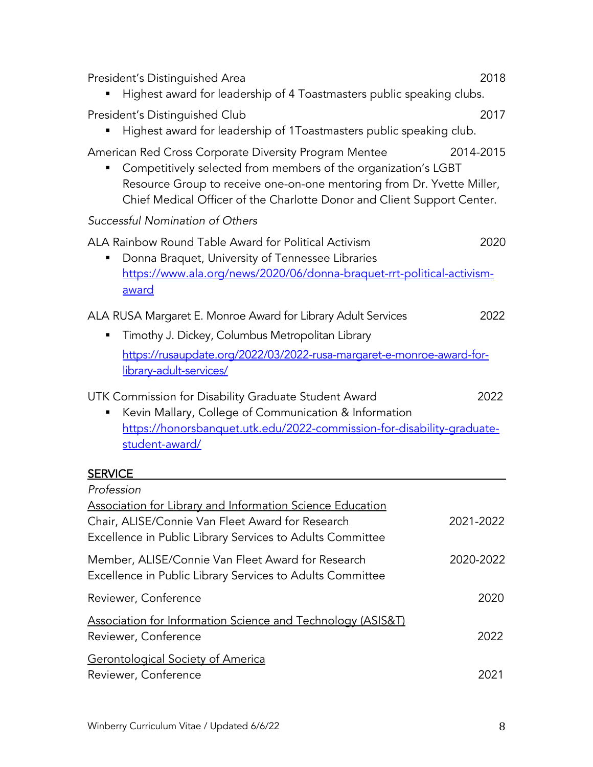President's Distinguished Area 2018

- Highest award for leadership of 4 Toastmasters public speaking clubs.

President's Distinguished Club 2017

- Highest award for leadership of 1Toastmasters public speaking club.

American Red Cross Corporate Diversity Program Mentee 2014-2015

- Competitively selected from members of the organization's LGBT Resource Group to receive one-on-one mentoring from Dr. Yvette Miller, Chief Medical Officer of the Charlotte Donor and Client Support Center.

*Successful Nomination of Others*

ALA Rainbow Round Table Award for Political Activism 2020

- Donna Braquet, University of Tennessee Libraries [https://www.ala.org/news/2020/06/donna-braquet-rrt-political-activism-award](https://www.ala.org/news/2020/06/donna-braquet-rrt-political-activism-award)

ALA RUSA Margaret E. Monroe Award for Library Adult Services 2022

- Timothy J. Dickey, Columbus Metropolitan Library

  [https://rusaupdate.org/2022/03/2022-rusa-margaret-e-monroe-award-for-library-adult-services/](https://rusaupdate.org/2022/03/2022-rusa-margaret-e-monroe-award-for-library-adult-services/)

UTK Commission for Disability Graduate Student Award 2022

- Kevin Mallary, College of Communication & Information [https://honorsbanquet.utk.edu/2022-commission-for-disability-graduate-student-award/](https://honorsbanquet.utk.edu/2022-commission-for-disability-graduate-student-award/)

## SERVICE

*Profession*

Association for Library and Information Science Education

Chair, ALISE/Connie Van Fleet Award for Research Excellence in Public Library Services to Adults Committee 2021-2022

Member, ALISE/Connie Van Fleet Award for Research Excellence in Public Library Services to Adults Committee 2020-2022

Reviewer, Conference 2020

Association for Information Science and Technology (ASIS&T)

Reviewer, Conference 2022

Gerontological Society of America

Reviewer, Conference 2021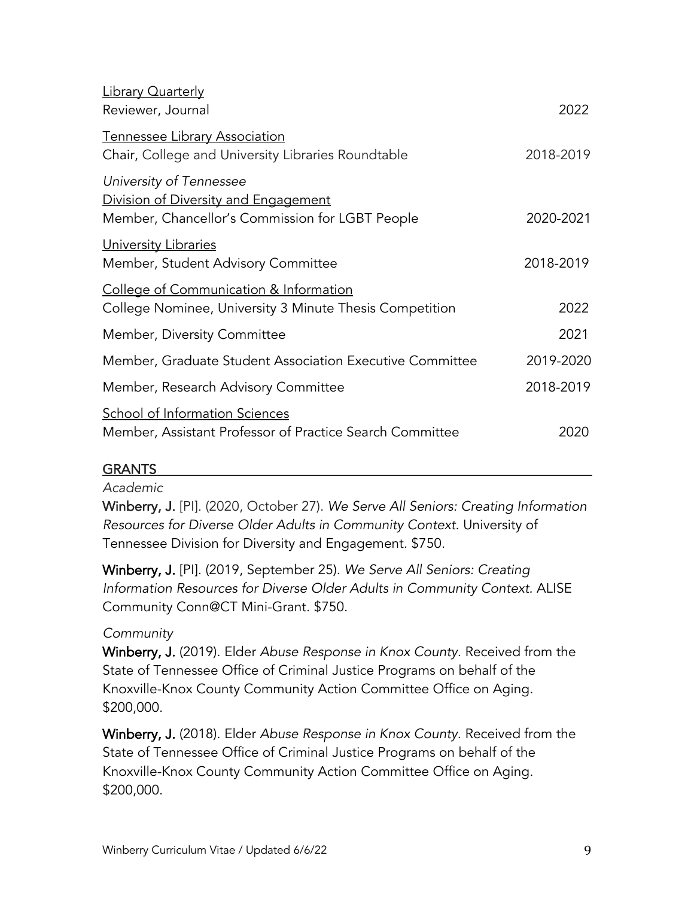Library Quarterly
Reviewer, Journal 2022

Tennessee Library Association
Chair, College and University Libraries Roundtable 2018-2019

*University of Tennessee*
Division of Diversity and Engagement
Member, Chancellor's Commission for LGBT People 2020-2021

University Libraries
Member, Student Advisory Committee 2018-2019

College of Communication & Information
College Nominee, University 3 Minute Thesis Competition 2022

Member, Diversity Committee 2021

Member, Graduate Student Association Executive Committee 2019-2020

Member, Research Advisory Committee 2018-2019

School of Information Sciences
Member, Assistant Professor of Practice Search Committee 2020

## GRANTS

*Academic*

**Winberry, J.** [PI]. (2020, October 27). *We Serve All Seniors: Creating Information Resources for Diverse Older Adults in Community Context.* University of Tennessee Division for Diversity and Engagement. $750.

**Winberry, J.** [PI]. (2019, September 25). *We Serve All Seniors: Creating Information Resources for Diverse Older Adults in Community Context.* ALISE Community Conn@CT Mini-Grant. $750.

*Community*

**Winberry, J.** (2019). Elder *Abuse Response in Knox County*. Received from the State of Tennessee Office of Criminal Justice Programs on behalf of the Knoxville-Knox County Community Action Committee Office on Aging. $200,000.

**Winberry, J.** (2018). Elder *Abuse Response in Knox County*. Received from the State of Tennessee Office of Criminal Justice Programs on behalf of the Knoxville-Knox County Community Action Committee Office on Aging. $200,000.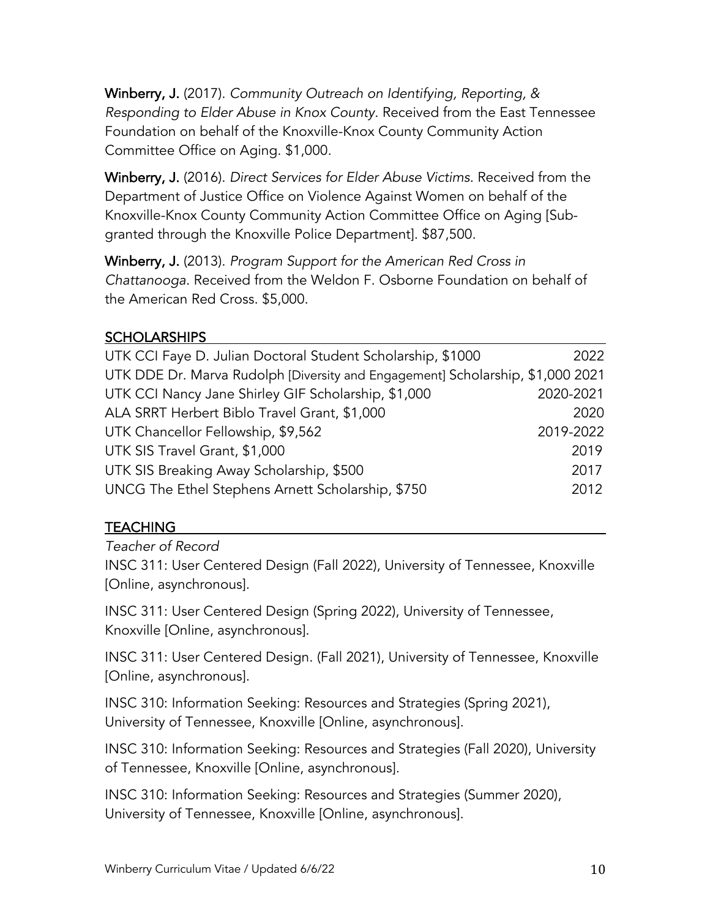**Winberry, J.** (2017). *Community Outreach on Identifying, Reporting, & Responding to Elder Abuse in Knox County*. Received from the East Tennessee Foundation on behalf of the Knoxville-Knox County Community Action Committee Office on Aging. $1,000.

**Winberry, J.** (2016). *Direct Services for Elder Abuse Victims.* Received from the Department of Justice Office on Violence Against Women on behalf of the Knoxville-Knox County Community Action Committee Office on Aging [Sub-granted through the Knoxville Police Department]. $87,500.

**Winberry, J.** (2013). *Program Support for the American Red Cross in Chattanooga*. Received from the Weldon F. Osborne Foundation on behalf of the American Red Cross. $5,000.

## SCHOLARSHIPS

| | |
|---|---|
| UTK CCI Faye D. Julian Doctoral Student Scholarship, $1000 | 2022 |
| UTK DDE Dr. Marva Rudolph [Diversity and Engagement] Scholarship, $1,000 | 2021 |
| UTK CCI Nancy Jane Shirley GIF Scholarship, $1,000 | 2020-2021 |
| ALA SRRT Herbert Biblo Travel Grant, $1,000 | 2020 |
| UTK Chancellor Fellowship, $9,562 | 2019-2022 |
| UTK SIS Travel Grant, $1,000 | 2019 |
| UTK SIS Breaking Away Scholarship, $500 | 2017 |
| UNCG The Ethel Stephens Arnett Scholarship, $750 | 2012 |

## TEACHING

*Teacher of Record*

INSC 311: User Centered Design (Fall 2022), University of Tennessee, Knoxville [Online, asynchronous].

INSC 311: User Centered Design (Spring 2022), University of Tennessee, Knoxville [Online, asynchronous].

INSC 311: User Centered Design. (Fall 2021), University of Tennessee, Knoxville [Online, asynchronous].

INSC 310: Information Seeking: Resources and Strategies (Spring 2021), University of Tennessee, Knoxville [Online, asynchronous].

INSC 310: Information Seeking: Resources and Strategies (Fall 2020), University of Tennessee, Knoxville [Online, asynchronous].

INSC 310: Information Seeking: Resources and Strategies (Summer 2020), University of Tennessee, Knoxville [Online, asynchronous].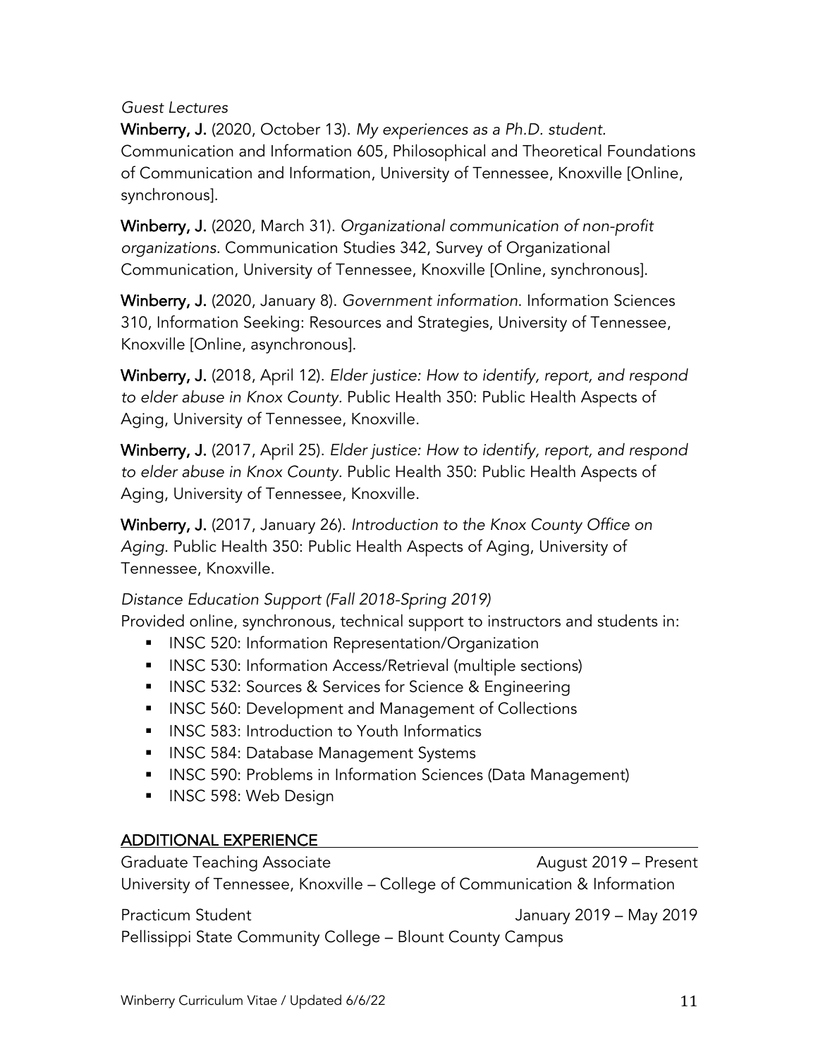*Guest Lectures*

**Winberry, J.** (2020, October 13). *My experiences as a Ph.D. student.* Communication and Information 605, Philosophical and Theoretical Foundations of Communication and Information, University of Tennessee, Knoxville [Online, synchronous].

**Winberry, J.** (2020, March 31). *Organizational communication of non-profit organizations.* Communication Studies 342, Survey of Organizational Communication, University of Tennessee, Knoxville [Online, synchronous].

**Winberry, J.** (2020, January 8). *Government information.* Information Sciences 310, Information Seeking: Resources and Strategies, University of Tennessee, Knoxville [Online, asynchronous].

**Winberry, J.** (2018, April 12). *Elder justice: How to identify, report, and respond to elder abuse in Knox County.* Public Health 350: Public Health Aspects of Aging, University of Tennessee, Knoxville.

**Winberry, J.** (2017, April 25). *Elder justice: How to identify, report, and respond to elder abuse in Knox County.* Public Health 350: Public Health Aspects of Aging, University of Tennessee, Knoxville.

**Winberry, J.** (2017, January 26). *Introduction to the Knox County Office on Aging.* Public Health 350: Public Health Aspects of Aging, University of Tennessee, Knoxville.

*Distance Education Support (Fall 2018-Spring 2019)*

Provided online, synchronous, technical support to instructors and students in:

- INSC 520: Information Representation/Organization
- INSC 530: Information Access/Retrieval (multiple sections)
- INSC 532: Sources & Services for Science & Engineering
- INSC 560: Development and Management of Collections
- INSC 583: Introduction to Youth Informatics
- INSC 584: Database Management Systems
- INSC 590: Problems in Information Sciences (Data Management)
- INSC 598: Web Design

## ADDITIONAL EXPERIENCE

Graduate Teaching Associate — August 2019 – Present
University of Tennessee, Knoxville – College of Communication & Information

Practicum Student — January 2019 – May 2019
Pellissippi State Community College – Blount County Campus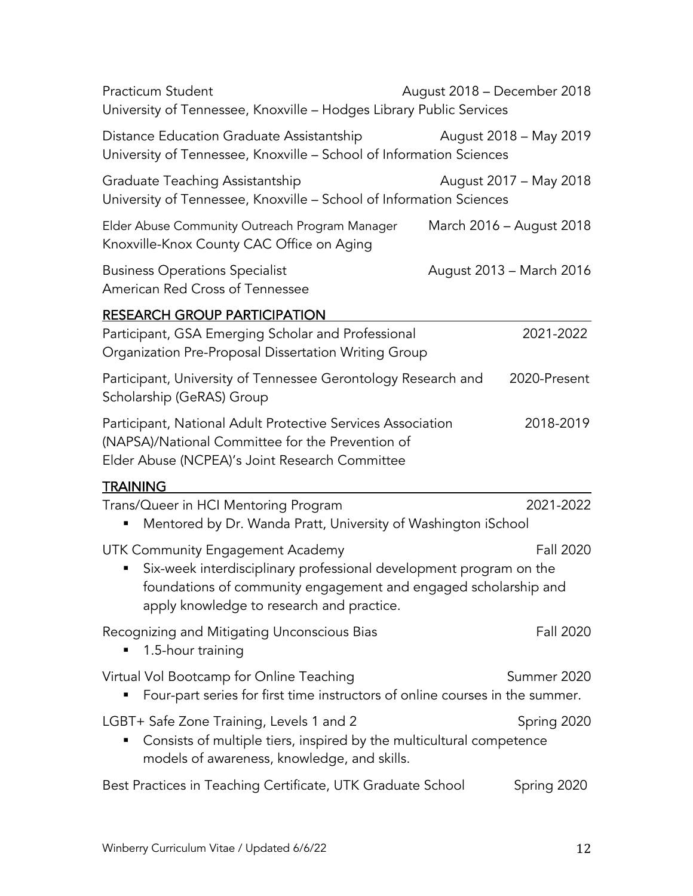Practicum Student — August 2018 – December 2018
University of Tennessee, Knoxville – Hodges Library Public Services

Distance Education Graduate Assistantship — August 2018 – May 2019
University of Tennessee, Knoxville – School of Information Sciences

Graduate Teaching Assistantship — August 2017 – May 2018
University of Tennessee, Knoxville – School of Information Sciences

Elder Abuse Community Outreach Program Manager — March 2016 – August 2018
Knoxville-Knox County CAC Office on Aging

Business Operations Specialist — August 2013 – March 2016
American Red Cross of Tennessee

## RESEARCH GROUP PARTICIPATION

Participant, GSA Emerging Scholar and Professional Organization Pre-Proposal Dissertation Writing Group — 2021-2022

Participant, University of Tennessee Gerontology Research and Scholarship (GeRAS) Group — 2020-Present

Participant, National Adult Protective Services Association (NAPSA)/National Committee for the Prevention of Elder Abuse (NCPEA)'s Joint Research Committee — 2018-2019

## TRAINING

Trans/Queer in HCI Mentoring Program — 2021-2022
- Mentored by Dr. Wanda Pratt, University of Washington iSchool

UTK Community Engagement Academy — Fall 2020
- Six-week interdisciplinary professional development program on the foundations of community engagement and engaged scholarship and apply knowledge to research and practice.

Recognizing and Mitigating Unconscious Bias — Fall 2020
- 1.5-hour training

Virtual Vol Bootcamp for Online Teaching — Summer 2020
- Four-part series for first time instructors of online courses in the summer.

LGBT+ Safe Zone Training, Levels 1 and 2 — Spring 2020
- Consists of multiple tiers, inspired by the multicultural competence models of awareness, knowledge, and skills.

Best Practices in Teaching Certificate, UTK Graduate School — Spring 2020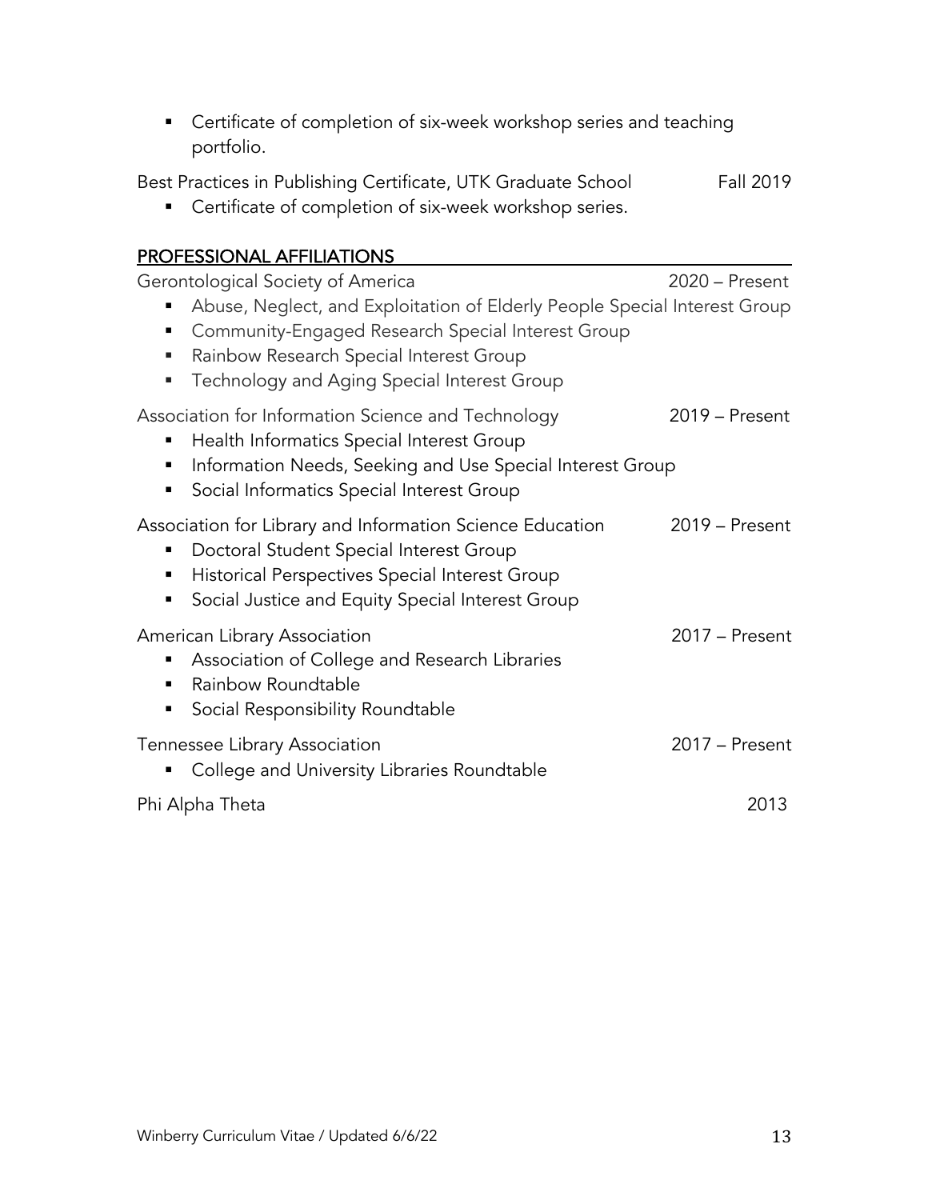- Certificate of completion of six-week workshop series and teaching portfolio.

Best Practices in Publishing Certificate, UTK Graduate School — Fall 2019

- Certificate of completion of six-week workshop series.

## PROFESSIONAL AFFILIATIONS

Gerontological Society of America — 2020 – Present

- Abuse, Neglect, and Exploitation of Elderly People Special Interest Group
- Community-Engaged Research Special Interest Group
- Rainbow Research Special Interest Group
- Technology and Aging Special Interest Group

Association for Information Science and Technology — 2019 – Present

- Health Informatics Special Interest Group
- Information Needs, Seeking and Use Special Interest Group
- Social Informatics Special Interest Group

Association for Library and Information Science Education — 2019 – Present

- Doctoral Student Special Interest Group
- Historical Perspectives Special Interest Group
- Social Justice and Equity Special Interest Group

American Library Association — 2017 – Present

- Association of College and Research Libraries
- Rainbow Roundtable
- Social Responsibility Roundtable

Tennessee Library Association — 2017 – Present

- College and University Libraries Roundtable

Phi Alpha Theta — 2013